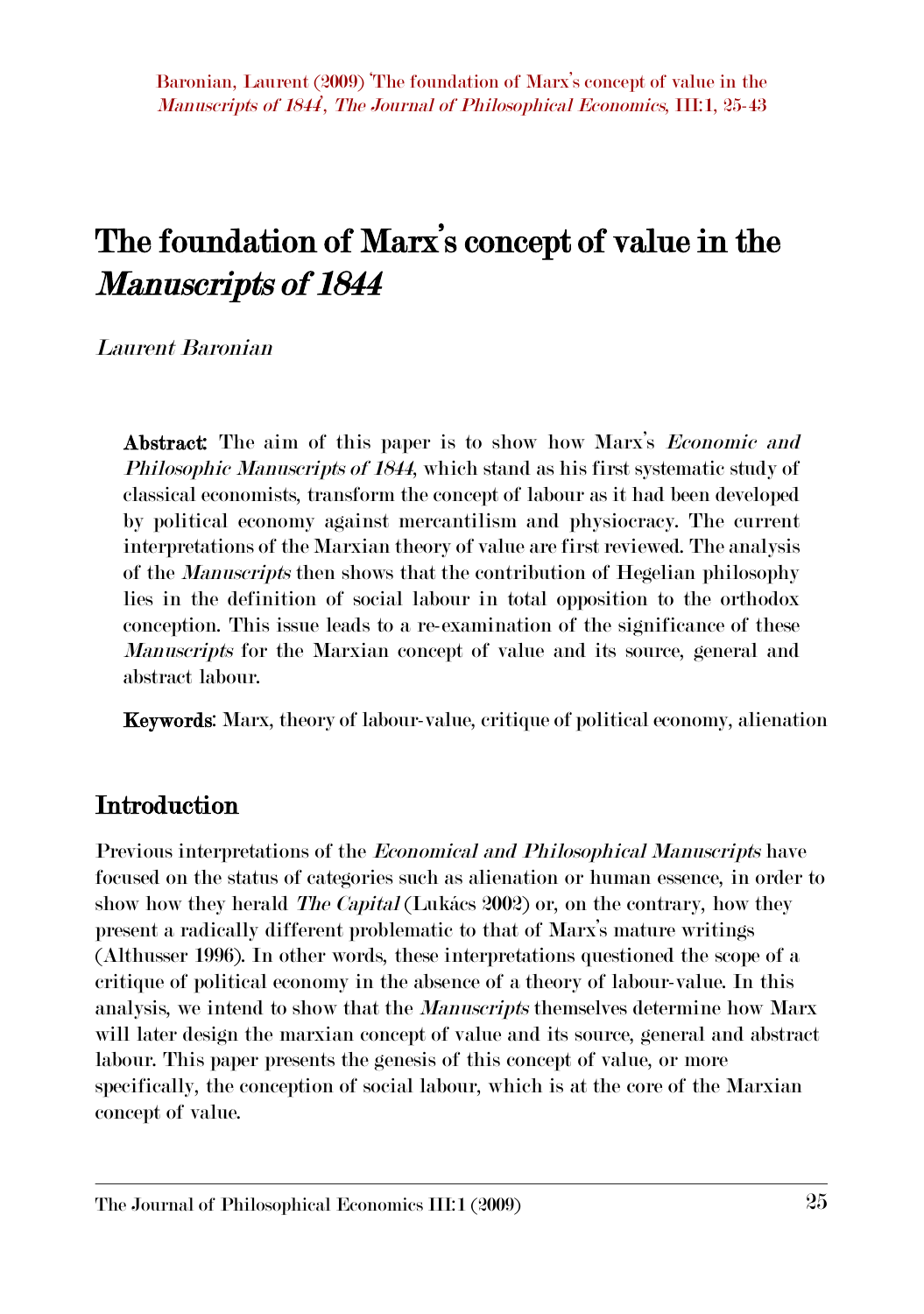Baronian, Laurent (2009) 'The foundation of Marx's concept of value in the *Manuscripts of 1844*', *The Journal of Philosophical Economics*, III:1, 25-43

# The foundation of Marx's concept of value in the *Manuscripts of 1844*

*Laurent Baronian*

**Abstract**: The aim of this paper is to show how Marx's *Economic and Philosophic Manuscripts of 1844*, which stand as his first systematic study of classical economists, transform the concept of labour as it had been developed by political economy against mercantilism and physiocracy. The current interpretations of the Marxian theory of value are first reviewed. The analysis of the *Manuscripts* then shows that the contribution of Hegelian philosophy lies in the definition of social labour in total opposition to the orthodox conception. This issue leads to a re-examination of the significance of these *Manuscripts* for the Marxian concept of value and its source, general and abstract labour.

**Keywords**: Marx, theory of labour-value, critique of political economy, alienation

## Introduction

Previous interpretations of the *Economical and Philosophical Manuscripts* have focused on the status of categories such as alienation or human essence, in order to show how they herald *The Capital* (Lukács 2002) or, on the contrary, how they present a radically different problematic to that of Marx's mature writings (Althusser 1996). In other words, these interpretations questioned the scope of a critique of political economy in the absence of a theory of labour-value. In this analysis, we intend to show that the *Manuscripts* themselves determine how Marx will later design the marxian concept of value and its source, general and abstract labour. This paper presents the genesis of this concept of value, or more specifically, the conception of social labour, which is at the core of the Marxian concept of value.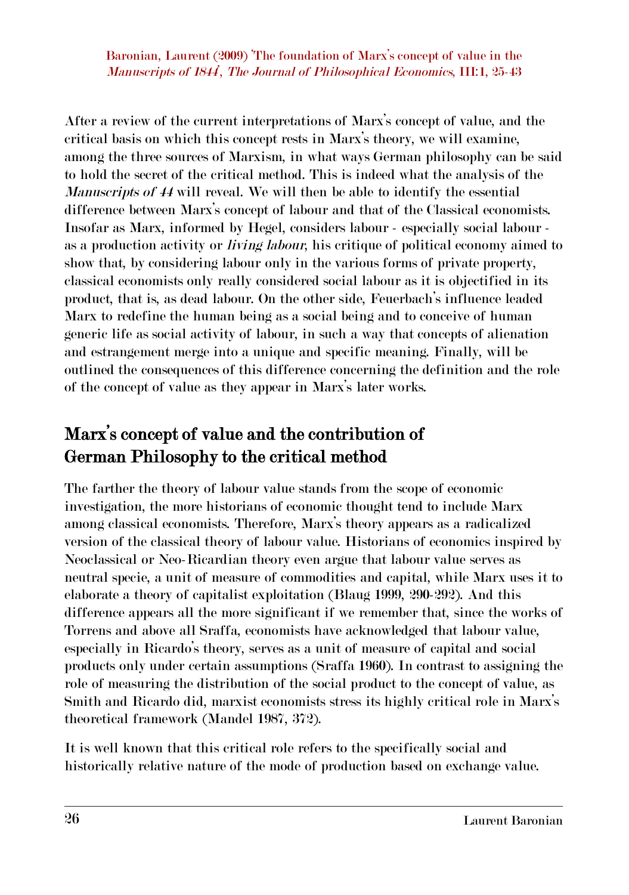After a review of the current interpretations of Marx's concept of value, and the critical basis on which this concept rests in Marx's theory, we will examine, among the three sources of Marxism, in what ways German philosophy can be said to hold the secret of the critical method. This is indeed what the analysis of the *Manuscripts of 44* will reveal. We will then be able to identify the essential difference between Marx's concept of labour and that of the Classical economists. Insofar as Marx, informed by Hegel, considers labour - especially social labour - as a production activity or *living labour*, his critique of political economy aimed to show that, by considering labour only in the various forms of private property, classical economists only really considered social labour as it is objectified in its product, that is, as dead labour. On the other side, Feuerbach's influence leaded Marx to redefine the human being as a social being and to conceive of human generic life as social activity of labour, in such a way that concepts of alienation and estrangement merge into a unique and specific meaning. Finally, will be outlined the consequences of this difference concerning the definition and the role of the concept of value as they appear in Marx's later works.

## Marx's concept of value and the contribution of German Philosophy to the critical method

The farther the theory of labour value stands from the scope of economic investigation, the more historians of economic thought tend to include Marx among classical economists. Therefore, Marx's theory appears as a radicalized version of the classical theory of labour value. Historians of economics inspired by Neoclassical or Neo-Ricardian theory even argue that labour value serves as neutral specie, a unit of measure of commodities and capital, while Marx uses it to elaborate a theory of capitalist exploitation (Blaug 1999, 290-292). And this difference appears all the more significant if we remember that, since the works of Torrens and above all Sraffa, economists have acknowledged that labour value, especially in Ricardo's theory, serves as a unit of measure of capital and social products only under certain assumptions (Sraffa 1960). In contrast to assigning the role of measuring the distribution of the social product to the concept of value, as Smith and Ricardo did, marxist economists stress its highly critical role in Marx's theoretical framework (Mandel 1987, 372).

It is well known that this critical role refers to the specifically social and historically relative nature of the mode of production based on exchange value.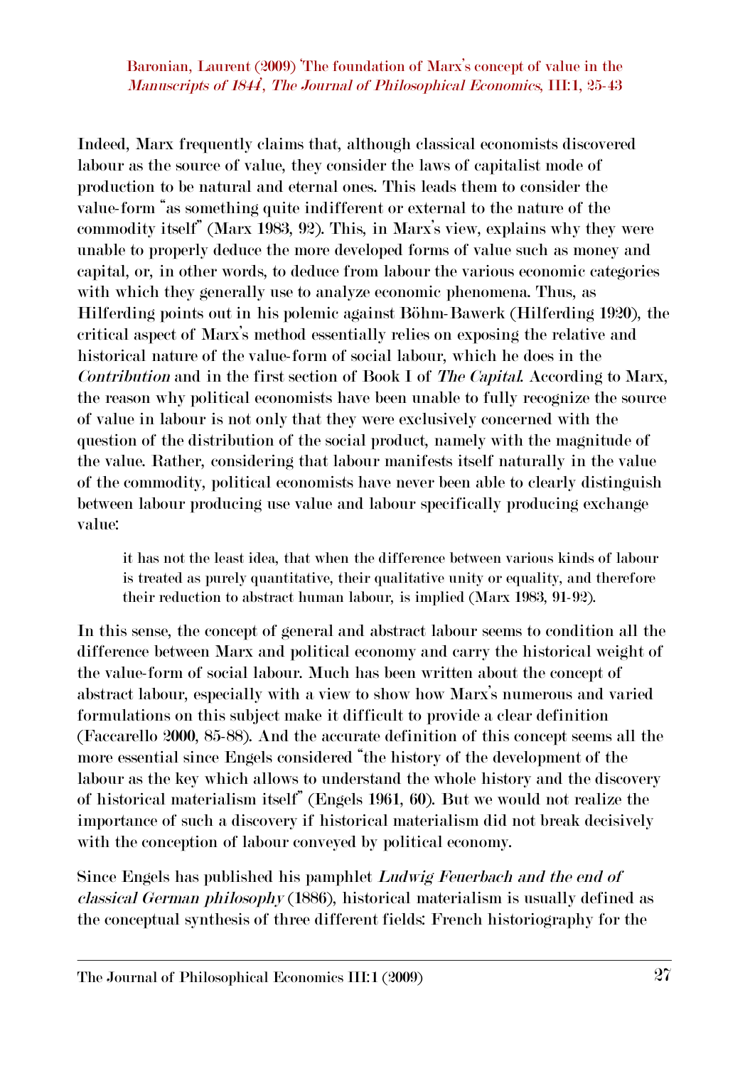Indeed, Marx frequently claims that, although classical economists discovered labour as the source of value, they consider the laws of capitalist mode of production to be natural and eternal ones. This leads them to consider the value-form "as something quite indifferent or external to the nature of the commodity itself" (Marx 1983, 92). This, in Marx's view, explains why they were unable to properly deduce the more developed forms of value such as money and capital, or, in other words, to deduce from labour the various economic categories with which they generally use to analyze economic phenomena. Thus, as Hilferding points out in his polemic against Böhm-Bawerk (Hilferding 1920), the critical aspect of Marx's method essentially relies on exposing the relative and historical nature of the value-form of social labour, which he does in the *Contribution* and in the first section of Book I of *The Capital*. According to Marx, the reason why political economists have been unable to fully recognize the source of value in labour is not only that they were exclusively concerned with the question of the distribution of the social product, namely with the magnitude of the value. Rather, considering that labour manifests itself naturally in the value of the commodity, political economists have never been able to clearly distinguish between labour producing use value and labour specifically producing exchange value:

> it has not the least idea, that when the difference between various kinds of labour is treated as purely quantitative, their qualitative unity or equality, and therefore their reduction to abstract human labour, is implied (Marx 1983, 91-92).

In this sense, the concept of general and abstract labour seems to condition all the difference between Marx and political economy and carry the historical weight of the value-form of social labour. Much has been written about the concept of abstract labour, especially with a view to show how Marx's numerous and varied formulations on this subject make it difficult to provide a clear definition (Faccarello 2000, 85-88). And the accurate definition of this concept seems all the more essential since Engels considered "the history of the development of the labour as the key which allows to understand the whole history and the discovery of historical materialism itself" (Engels 1961, 60). But we would not realize the importance of such a discovery if historical materialism did not break decisively with the conception of labour conveyed by political economy.

Since Engels has published his pamphlet *Ludwig Feuerbach and the end of classical German philosophy* (1886), historical materialism is usually defined as the conceptual synthesis of three different fields: French historiography for the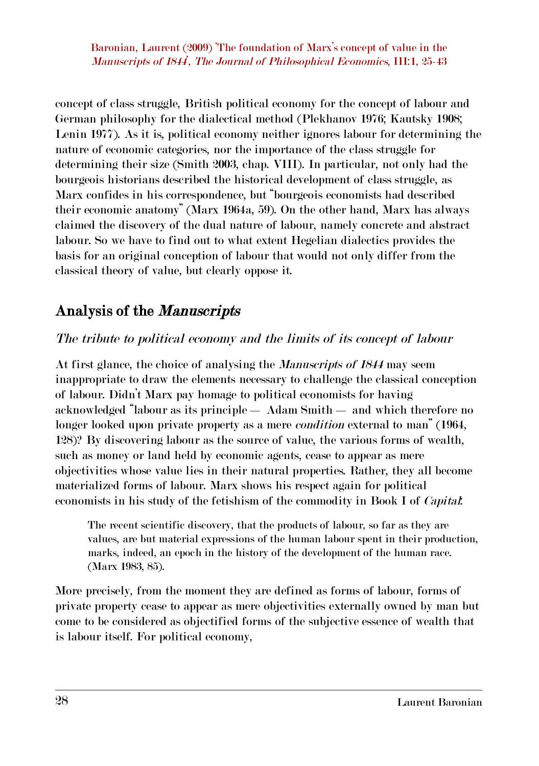concept of class struggle, British political economy for the concept of labour and German philosophy for the dialectical method (Plekhanov 1976; Kautsky 1908; Lenin 1977). As it is, political economy neither ignores labour for determining the nature of economic categories, nor the importance of the class struggle for determining their size (Smith 2003, chap. VIII). In particular, not only had the bourgeois historians described the historical development of class struggle, as Marx confides in his correspondence, but "bourgeois economists had described their economic anatomy" (Marx 1964a, 59). On the other hand, Marx has always claimed the discovery of the dual nature of labour, namely concrete and abstract labour. So we have to find out to what extent Hegelian dialectics provides the basis for an original conception of labour that would not only differ from the classical theory of value, but clearly oppose it.

## Analysis of the *Manuscripts*

### *The tribute to political economy and the limits of its concept of labour*

At first glance, the choice of analysing the *Manuscripts of 1844* may seem inappropriate to draw the elements necessary to challenge the classical conception of labour. Didn't Marx pay homage to political economists for having acknowledged "labour as its principle — Adam Smith — and which therefore no longer looked upon private property as a mere *condition* external to man" (1964, 128)? By discovering labour as the source of value, the various forms of wealth, such as money or land held by economic agents, cease to appear as mere objectivities whose value lies in their natural properties. Rather, they all become materialized forms of labour. Marx shows his respect again for political economists in his study of the fetishism of the commodity in Book I of *Capital*:

> The recent scientific discovery, that the products of labour, so far as they are values, are but material expressions of the human labour spent in their production, marks, indeed, an epoch in the history of the development of the human race. (Marx 1983, 85).

More precisely, from the moment they are defined as forms of labour, forms of private property cease to appear as mere objectivities externally owned by man but come to be considered as objectified forms of the subjective essence of wealth that is labour itself. For political economy,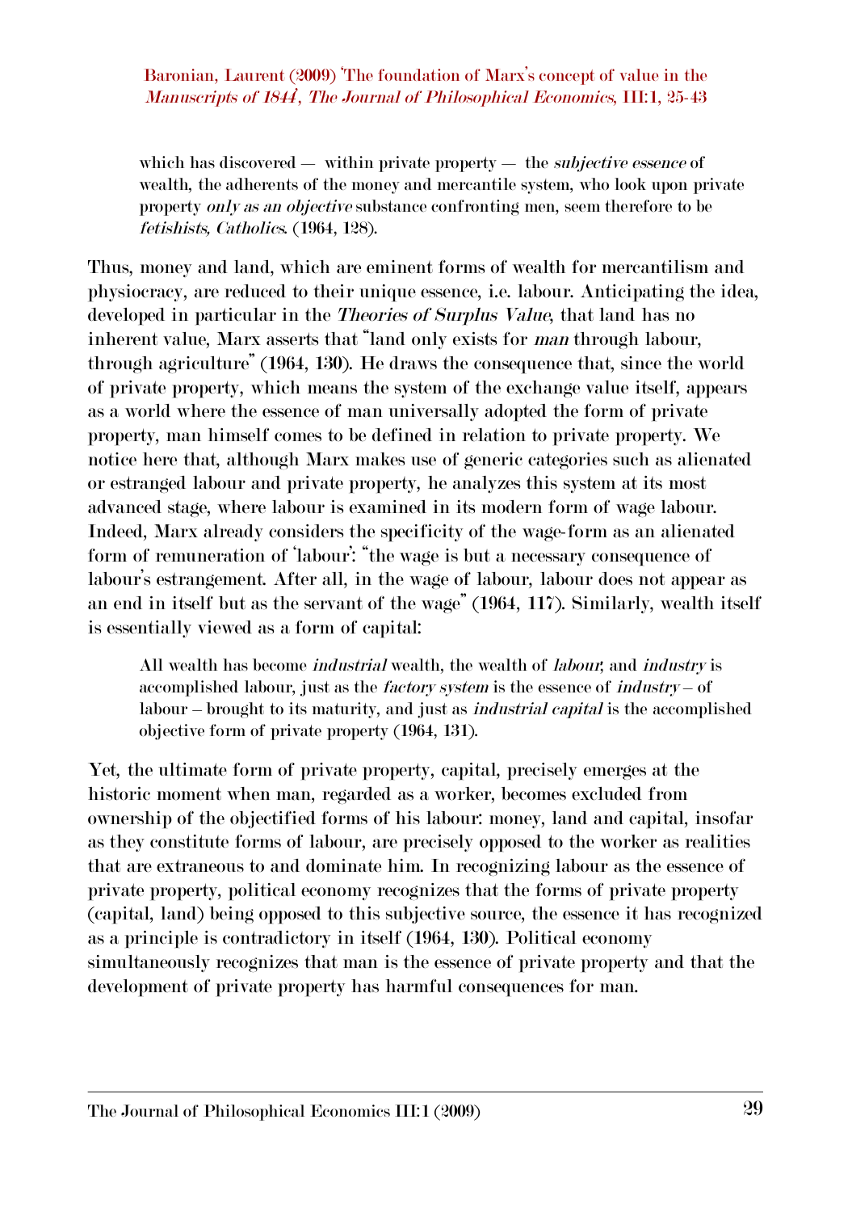> which has discovered — within private property — the *subjective essence* of wealth, the adherents of the money and mercantile system, who look upon private property *only as an objective* substance confronting men, seem therefore to be *fetishists, Catholics*. (1964, 128).

Thus, money and land, which are eminent forms of wealth for mercantilism and physiocracy, are reduced to their unique essence, i.e. labour. Anticipating the idea, developed in particular in the *Theories of Surplus Value*, that land has no inherent value, Marx asserts that "land only exists for *man* through labour, through agriculture" (1964, 130). He draws the consequence that, since the world of private property, which means the system of the exchange value itself, appears as a world where the essence of man universally adopted the form of private property, man himself comes to be defined in relation to private property. We notice here that, although Marx makes use of generic categories such as alienated or estranged labour and private property, he analyzes this system at its most advanced stage, where labour is examined in its modern form of wage labour. Indeed, Marx already considers the specificity of the wage-form as an alienated form of remuneration of 'labour': "the wage is but a necessary consequence of labour's estrangement. After all, in the wage of labour, labour does not appear as an end in itself but as the servant of the wage" (1964, 117). Similarly, wealth itself is essentially viewed as a form of capital:

> All wealth has become *industrial* wealth, the wealth of *labour*, and *industry* is accomplished labour, just as the *factory system* is the essence of *industry* – of labour – brought to its maturity, and just as *industrial capital* is the accomplished objective form of private property (1964, 131).

Yet, the ultimate form of private property, capital, precisely emerges at the historic moment when man, regarded as a worker, becomes excluded from ownership of the objectified forms of his labour: money, land and capital, insofar as they constitute forms of labour, are precisely opposed to the worker as realities that are extraneous to and dominate him. In recognizing labour as the essence of private property, political economy recognizes that the forms of private property (capital, land) being opposed to this subjective source, the essence it has recognized as a principle is contradictory in itself (1964, 130). Political economy simultaneously recognizes that man is the essence of private property and that the development of private property has harmful consequences for man.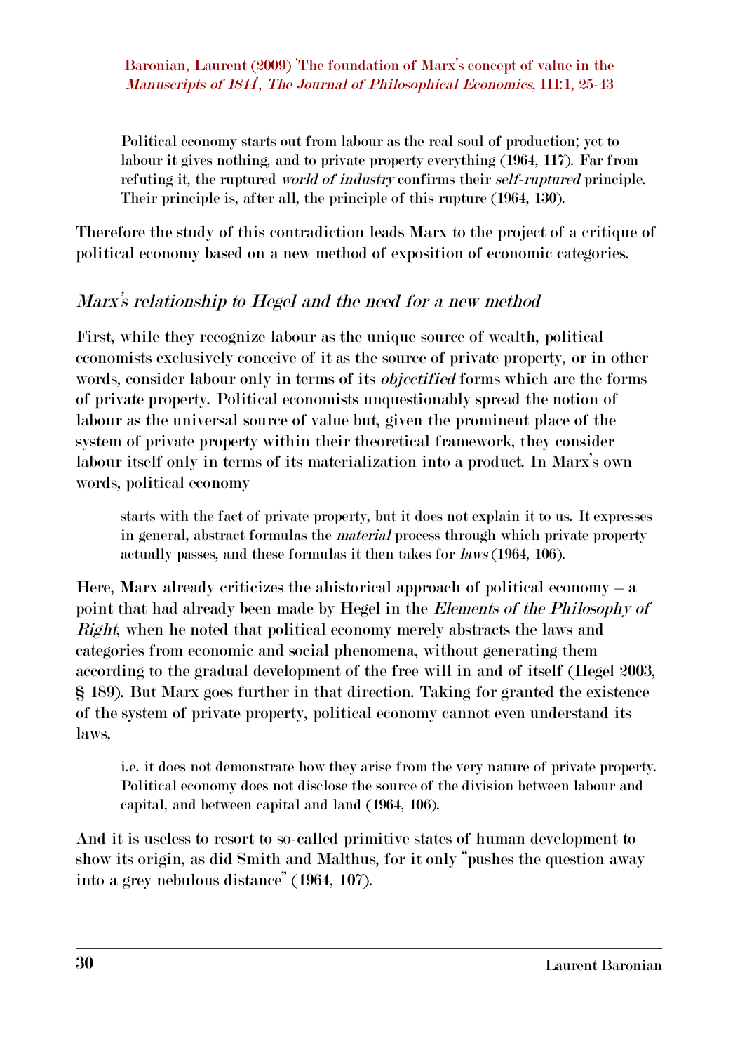> Political economy starts out from labour as the real soul of production; yet to labour it gives nothing, and to private property everything (1964, 117). Far from refuting it, the ruptured *world of industry* confirms their *self-ruptured* principle. Their principle is, after all, the principle of this rupture (1964, 130).

Therefore the study of this contradiction leads Marx to the project of a critique of political economy based on a new method of exposition of economic categories.

## *Marx's relationship to Hegel and the need for a new method*

First, while they recognize labour as the unique source of wealth, political economists exclusively conceive of it as the source of private property, or in other words, consider labour only in terms of its *objectified* forms which are the forms of private property. Political economists unquestionably spread the notion of labour as the universal source of value but, given the prominent place of the system of private property within their theoretical framework, they consider labour itself only in terms of its materialization into a product. In Marx's own words, political economy

> starts with the fact of private property, but it does not explain it to us. It expresses in general, abstract formulas the *material* process through which private property actually passes, and these formulas it then takes for *laws* (1964, 106).

Here, Marx already criticizes the ahistorical approach of political economy – a point that had already been made by Hegel in the *Elements of the Philosophy of Right*, when he noted that political economy merely abstracts the laws and categories from economic and social phenomena, without generating them according to the gradual development of the free will in and of itself (Hegel 2003, § 189). But Marx goes further in that direction. Taking for granted the existence of the system of private property, political economy cannot even understand its laws,

> i.e. it does not demonstrate how they arise from the very nature of private property. Political economy does not disclose the source of the division between labour and capital, and between capital and land (1964, 106).

And it is useless to resort to so-called primitive states of human development to show its origin, as did Smith and Malthus, for it only "pushes the question away into a grey nebulous distance" (1964, 107).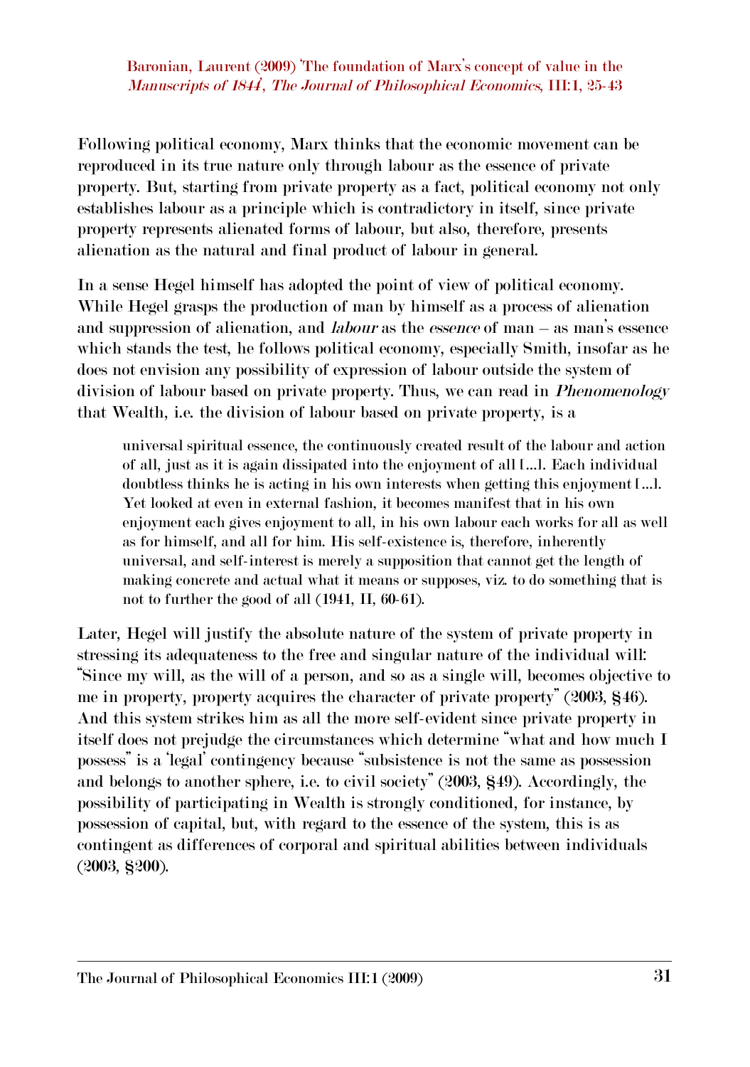Following political economy, Marx thinks that the economic movement can be reproduced in its true nature only through labour as the essence of private property. But, starting from private property as a fact, political economy not only establishes labour as a principle which is contradictory in itself, since private property represents alienated forms of labour, but also, therefore, presents alienation as the natural and final product of labour in general.

In a sense Hegel himself has adopted the point of view of political economy. While Hegel grasps the production of man by himself as a process of alienation and suppression of alienation, and *labour* as the *essence* of man – as man's essence which stands the test, he follows political economy, especially Smith, insofar as he does not envision any possibility of expression of labour outside the system of division of labour based on private property. Thus, we can read in *Phenomenology* that Wealth, i.e. the division of labour based on private property, is a

> universal spiritual essence, the continuously created result of the labour and action of all, just as it is again dissipated into the enjoyment of all [...]. Each individual doubtless thinks he is acting in his own interests when getting this enjoyment [...]. Yet looked at even in external fashion, it becomes manifest that in his own enjoyment each gives enjoyment to all, in his own labour each works for all as well as for himself, and all for him. His self-existence is, therefore, inherently universal, and self-interest is merely a supposition that cannot get the length of making concrete and actual what it means or supposes, viz. to do something that is not to further the good of all (1941, II, 60-61).

Later, Hegel will justify the absolute nature of the system of private property in stressing its adequateness to the free and singular nature of the individual will: "Since my will, as the will of a person, and so as a single will, becomes objective to me in property, property acquires the character of private property" (2003, §46). And this system strikes him as all the more self-evident since private property in itself does not prejudge the circumstances which determine "what and how much I possess" is a 'legal' contingency because "subsistence is not the same as possession and belongs to another sphere, i.e. to civil society" (2003, §49). Accordingly, the possibility of participating in Wealth is strongly conditioned, for instance, by possession of capital, but, with regard to the essence of the system, this is as contingent as differences of corporal and spiritual abilities between individuals (2003, §200).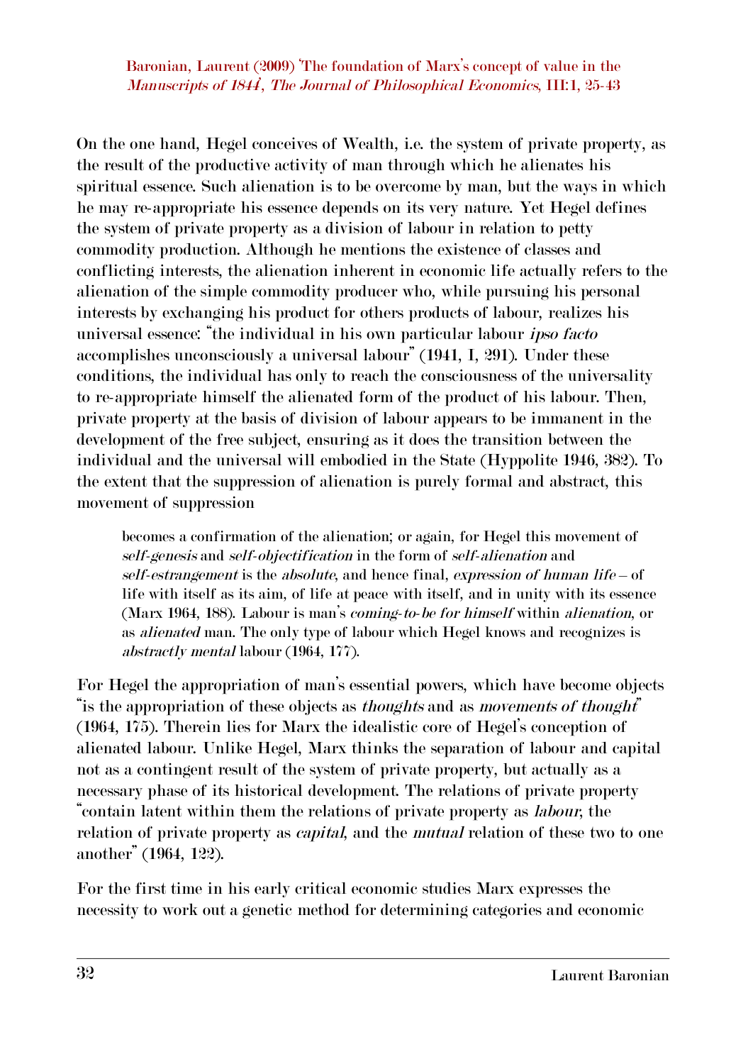On the one hand, Hegel conceives of Wealth, i.e. the system of private property, as the result of the productive activity of man through which he alienates his spiritual essence. Such alienation is to be overcome by man, but the ways in which he may re-appropriate his essence depends on its very nature. Yet Hegel defines the system of private property as a division of labour in relation to petty commodity production. Although he mentions the existence of classes and conflicting interests, the alienation inherent in economic life actually refers to the alienation of the simple commodity producer who, while pursuing his personal interests by exchanging his product for others products of labour, realizes his universal essence: "the individual in his own particular labour *ipso facto* accomplishes unconsciously a universal labour" (1941, I, 291). Under these conditions, the individual has only to reach the consciousness of the universality to re-appropriate himself the alienated form of the product of his labour. Then, private property at the basis of division of labour appears to be immanent in the development of the free subject, ensuring as it does the transition between the individual and the universal will embodied in the State (Hyppolite 1946, 382). To the extent that the suppression of alienation is purely formal and abstract, this movement of suppression

> becomes a confirmation of the alienation; or again, for Hegel this movement of *self-genesis* and *self-objectification* in the form of *self-alienation* and *self-estrangement* is the *absolute*, and hence final, *expression of human life* – of life with itself as its aim, of life at peace with itself, and in unity with its essence (Marx 1964, 188). Labour is man's *coming-to-be for himself* within *alienation*, or as *alienated* man. The only type of labour which Hegel knows and recognizes is *abstractly mental* labour (1964, 177).

For Hegel the appropriation of man's essential powers, which have become objects "is the appropriation of these objects as *thoughts* and as *movements of thought*" (1964, 175). Therein lies for Marx the idealistic core of Hegel's conception of alienated labour. Unlike Hegel, Marx thinks the separation of labour and capital not as a contingent result of the system of private property, but actually as a necessary phase of its historical development. The relations of private property "contain latent within them the relations of private property as *labour*, the relation of private property as *capital*, and the *mutual* relation of these two to one another" (1964, 122).

For the first time in his early critical economic studies Marx expresses the necessity to work out a genetic method for determining categories and economic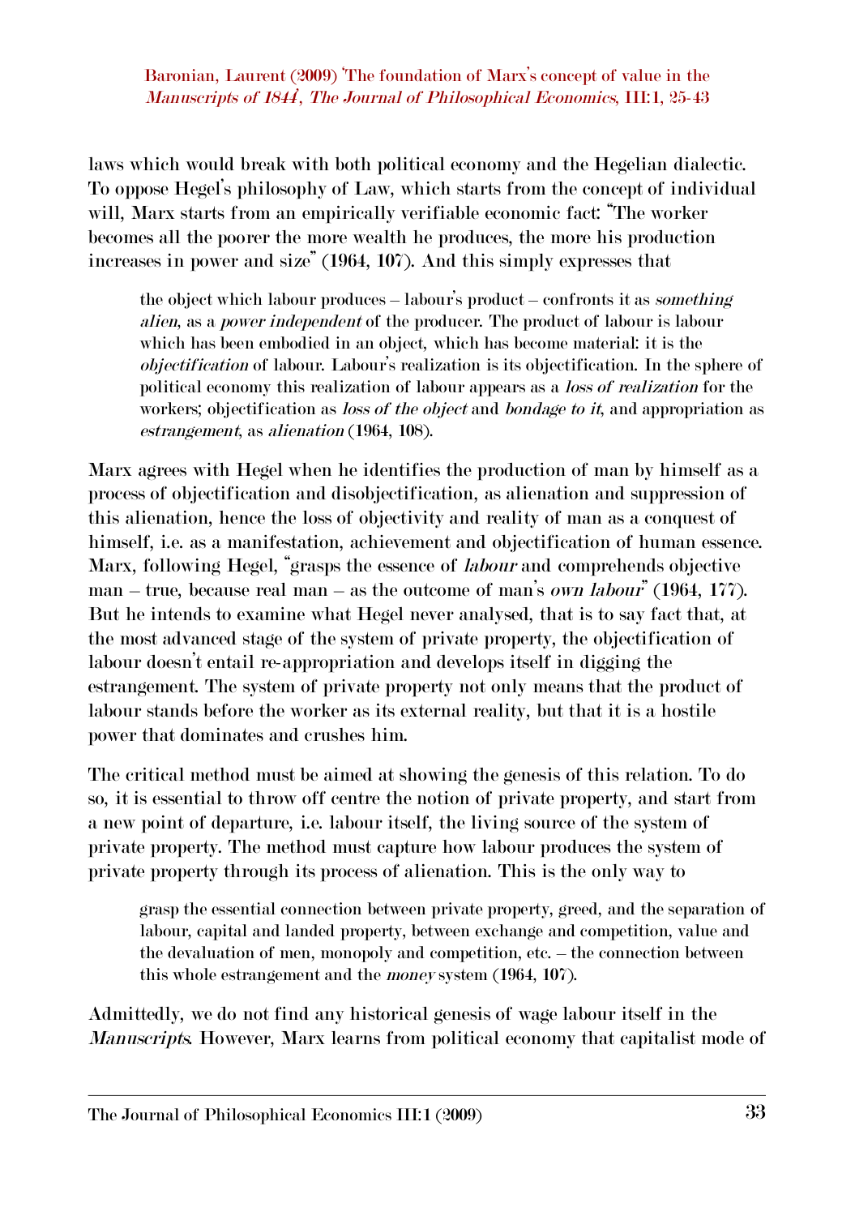laws which would break with both political economy and the Hegelian dialectic. To oppose Hegel's philosophy of Law, which starts from the concept of individual will, Marx starts from an empirically verifiable economic fact: "The worker becomes all the poorer the more wealth he produces, the more his production increases in power and size" (1964, 107). And this simply expresses that

> the object which labour produces – labour's product – confronts it as *something alien*, as a *power independent* of the producer. The product of labour is labour which has been embodied in an object, which has become material: it is the *objectification* of labour. Labour's realization is its objectification. In the sphere of political economy this realization of labour appears as a *loss of realization* for the workers; objectification as *loss of the object* and *bondage to it*, and appropriation as *estrangement*, as *alienation* (1964, 108).

Marx agrees with Hegel when he identifies the production of man by himself as a process of objectification and disobjectification, as alienation and suppression of this alienation, hence the loss of objectivity and reality of man as a conquest of himself, i.e. as a manifestation, achievement and objectification of human essence. Marx, following Hegel, "grasps the essence of *labour* and comprehends objective man – true, because real man – as the outcome of man's *own labour*" (1964, 177). But he intends to examine what Hegel never analysed, that is to say fact that, at the most advanced stage of the system of private property, the objectification of labour doesn't entail re-appropriation and develops itself in digging the estrangement. The system of private property not only means that the product of labour stands before the worker as its external reality, but that it is a hostile power that dominates and crushes him.

The critical method must be aimed at showing the genesis of this relation. To do so, it is essential to throw off centre the notion of private property, and start from a new point of departure, i.e. labour itself, the living source of the system of private property. The method must capture how labour produces the system of private property through its process of alienation. This is the only way to

> grasp the essential connection between private property, greed, and the separation of labour, capital and landed property, between exchange and competition, value and the devaluation of men, monopoly and competition, etc. – the connection between this whole estrangement and the *money* system (1964, 107).

Admittedly, we do not find any historical genesis of wage labour itself in the *Manuscripts*. However, Marx learns from political economy that capitalist mode of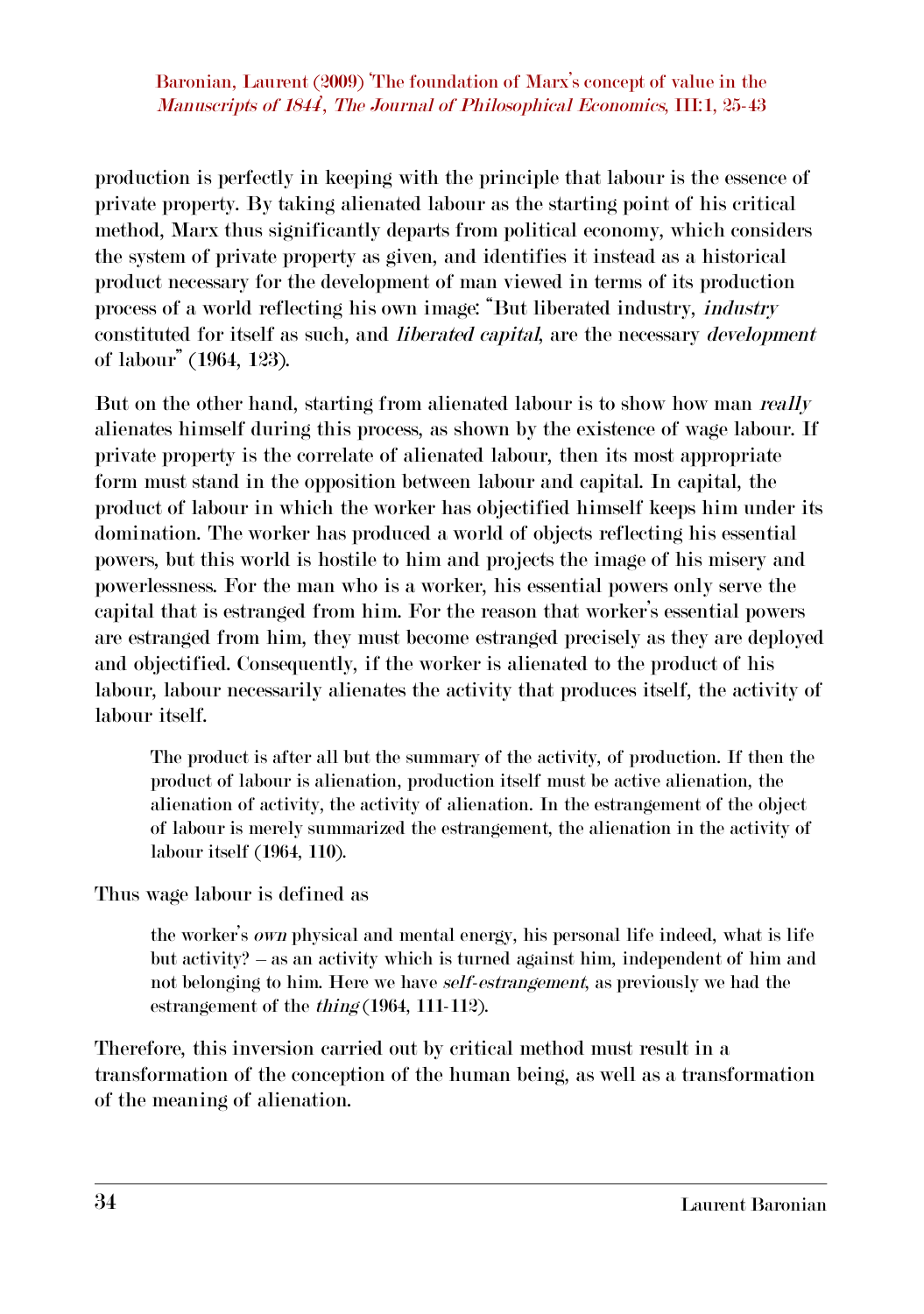production is perfectly in keeping with the principle that labour is the essence of private property. By taking alienated labour as the starting point of his critical method, Marx thus significantly departs from political economy, which considers the system of private property as given, and identifies it instead as a historical product necessary for the development of man viewed in terms of its production process of a world reflecting his own image: "But liberated industry, *industry* constituted for itself as such, and *liberated capital*, are the necessary *development* of labour" (1964, 123).

But on the other hand, starting from alienated labour is to show how man *really* alienates himself during this process, as shown by the existence of wage labour. If private property is the correlate of alienated labour, then its most appropriate form must stand in the opposition between labour and capital. In capital, the product of labour in which the worker has objectified himself keeps him under its domination. The worker has produced a world of objects reflecting his essential powers, but this world is hostile to him and projects the image of his misery and powerlessness. For the man who is a worker, his essential powers only serve the capital that is estranged from him. For the reason that worker's essential powers are estranged from him, they must become estranged precisely as they are deployed and objectified. Consequently, if the worker is alienated to the product of his labour, labour necessarily alienates the activity that produces itself, the activity of labour itself.

> The product is after all but the summary of the activity, of production. If then the product of labour is alienation, production itself must be active alienation, the alienation of activity, the activity of alienation. In the estrangement of the object of labour is merely summarized the estrangement, the alienation in the activity of labour itself (1964, 110).

Thus wage labour is defined as

> the worker's *own* physical and mental energy, his personal life indeed, what is life but activity? – as an activity which is turned against him, independent of him and not belonging to him. Here we have *self-estrangement*, as previously we had the estrangement of the *thing* (1964, 111-112).

Therefore, this inversion carried out by critical method must result in a transformation of the conception of the human being, as well as a transformation of the meaning of alienation.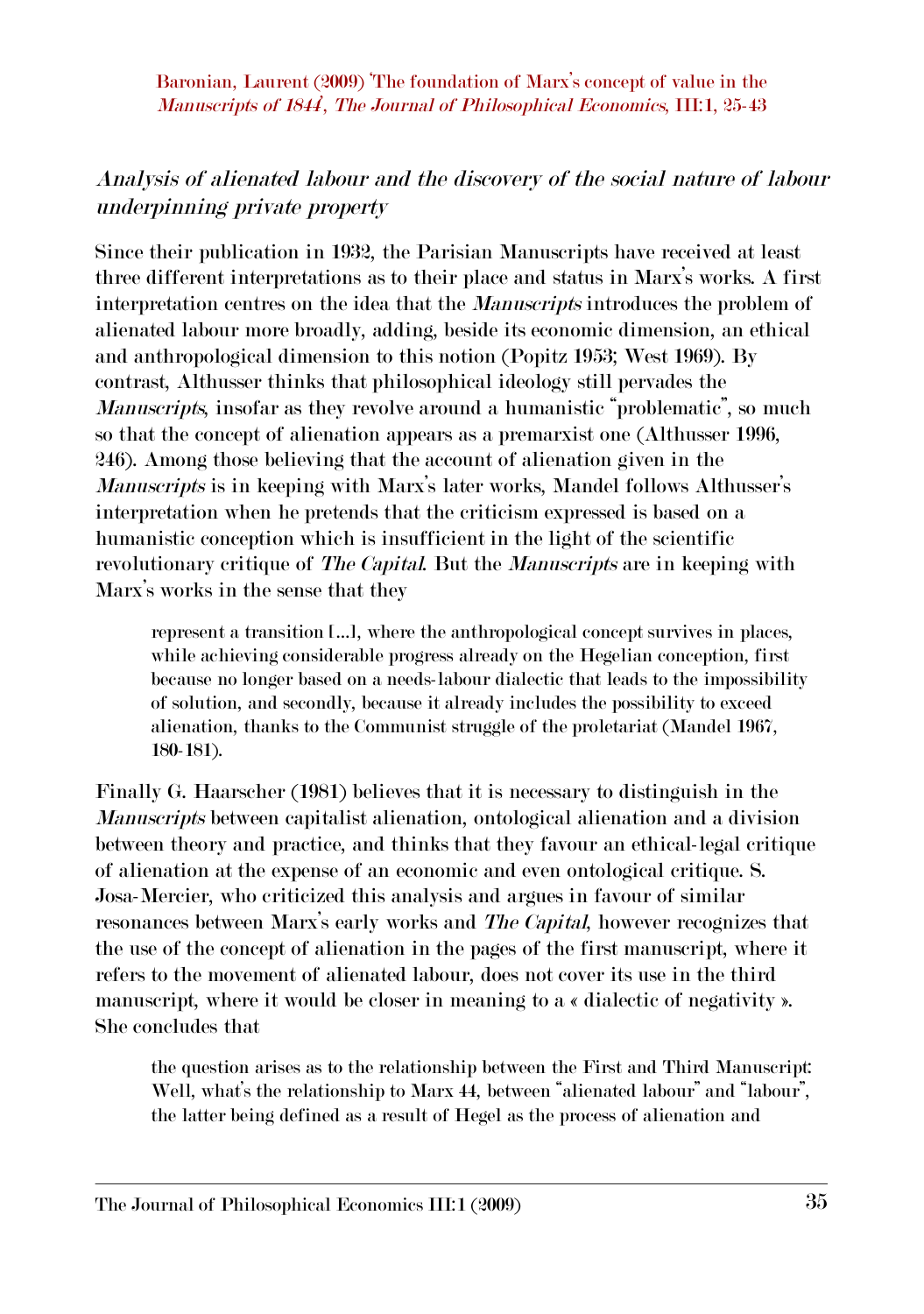## *Analysis of alienated labour and the discovery of the social nature of labour underpinning private property*

Since their publication in 1932, the Parisian Manuscripts have received at least three different interpretations as to their place and status in Marx's works. A first interpretation centres on the idea that the *Manuscripts* introduces the problem of alienated labour more broadly, adding, beside its economic dimension, an ethical and anthropological dimension to this notion (Popitz 1953; West 1969). By contrast, Althusser thinks that philosophical ideology still pervades the *Manuscripts*, insofar as they revolve around a humanistic "problematic", so much so that the concept of alienation appears as a premarxist one (Althusser 1996, 246). Among those believing that the account of alienation given in the *Manuscripts* is in keeping with Marx's later works, Mandel follows Althusser's interpretation when he pretends that the criticism expressed is based on a humanistic conception which is insufficient in the light of the scientific revolutionary critique of *The Capital*. But the *Manuscripts* are in keeping with Marx's works in the sense that they

> represent a transition [...], where the anthropological concept survives in places, while achieving considerable progress already on the Hegelian conception, first because no longer based on a needs-labour dialectic that leads to the impossibility of solution, and secondly, because it already includes the possibility to exceed alienation, thanks to the Communist struggle of the proletariat (Mandel 1967, 180-181).

Finally G. Haarscher (1981) believes that it is necessary to distinguish in the *Manuscripts* between capitalist alienation, ontological alienation and a division between theory and practice, and thinks that they favour an ethical-legal critique of alienation at the expense of an economic and even ontological critique. S. Josa-Mercier, who criticized this analysis and argues in favour of similar resonances between Marx's early works and *The Capital*, however recognizes that the use of the concept of alienation in the pages of the first manuscript, where it refers to the movement of alienated labour, does not cover its use in the third manuscript, where it would be closer in meaning to a « dialectic of negativity ». She concludes that

> the question arises as to the relationship between the First and Third Manuscript: Well, what's the relationship to Marx 44, between "alienated labour" and "labour", the latter being defined as a result of Hegel as the process of alienation and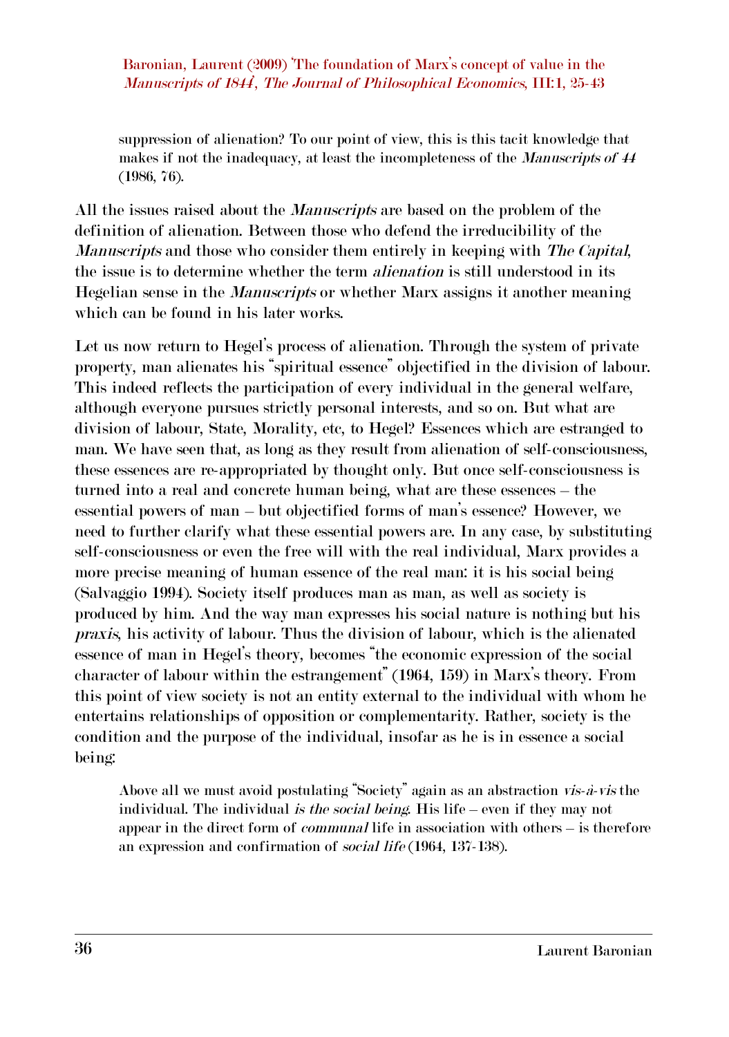> suppression of alienation? To our point of view, this is this tacit knowledge that makes if not the inadequacy, at least the incompleteness of the *Manuscripts of 44* (1986, 76).

All the issues raised about the *Manuscripts* are based on the problem of the definition of alienation. Between those who defend the irreducibility of the *Manuscripts* and those who consider them entirely in keeping with *The Capital*, the issue is to determine whether the term *alienation* is still understood in its Hegelian sense in the *Manuscripts* or whether Marx assigns it another meaning which can be found in his later works.

Let us now return to Hegel's process of alienation. Through the system of private property, man alienates his "spiritual essence" objectified in the division of labour. This indeed reflects the participation of every individual in the general welfare, although everyone pursues strictly personal interests, and so on. But what are division of labour, State, Morality, etc, to Hegel? Essences which are estranged to man. We have seen that, as long as they result from alienation of self-consciousness, these essences are re-appropriated by thought only. But once self-consciousness is turned into a real and concrete human being, what are these essences – the essential powers of man – but objectified forms of man's essence? However, we need to further clarify what these essential powers are. In any case, by substituting self-consciousness or even the free will with the real individual, Marx provides a more precise meaning of human essence of the real man: it is his social being (Salvaggio 1994). Society itself produces man as man, as well as society is produced by him. And the way man expresses his social nature is nothing but his *praxis*, his activity of labour. Thus the division of labour, which is the alienated essence of man in Hegel's theory, becomes "the economic expression of the social character of labour within the estrangement" (1964, 159) in Marx's theory. From this point of view society is not an entity external to the individual with whom he entertains relationships of opposition or complementarity. Rather, society is the condition and the purpose of the individual, insofar as he is in essence a social being:

> Above all we must avoid postulating "Society" again as an abstraction *vis-à-vis* the individual. The individual *is the social being*. His life – even if they may not appear in the direct form of *communal* life in association with others – is therefore an expression and confirmation of *social life* (1964, 137-138).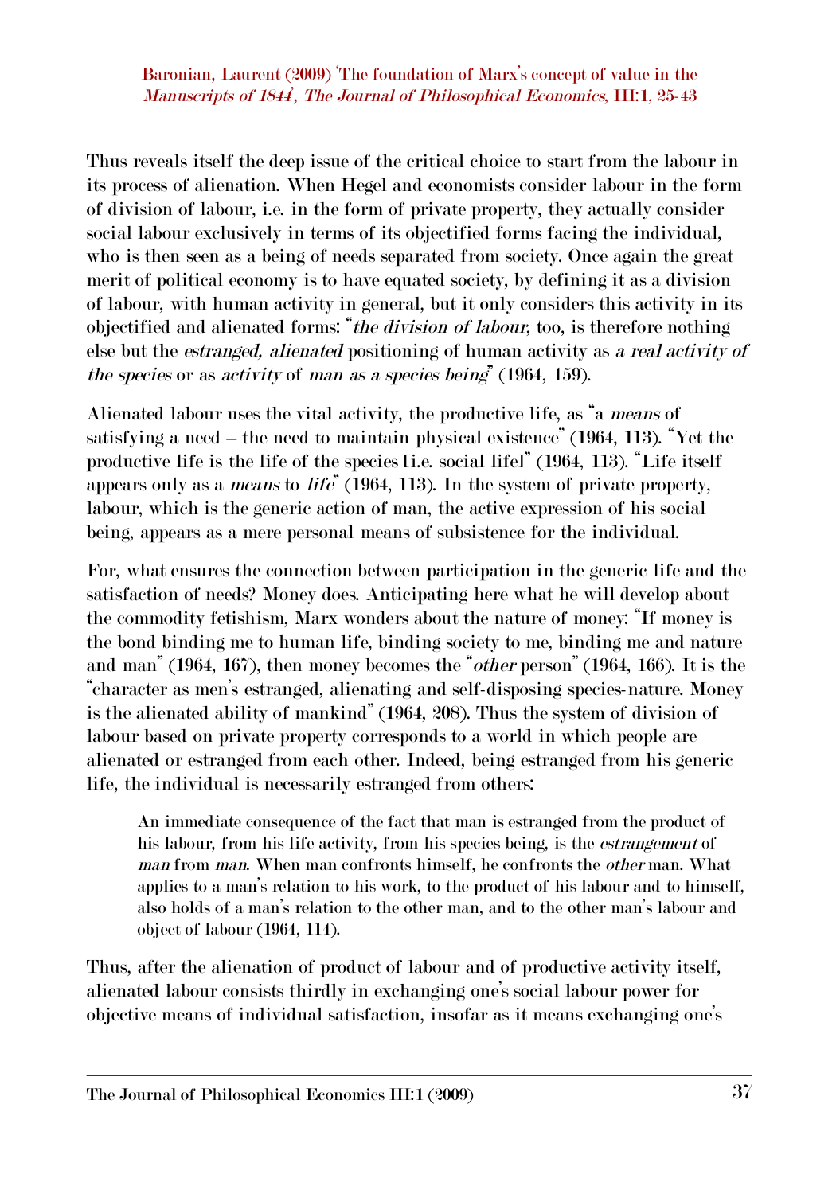Thus reveals itself the deep issue of the critical choice to start from the labour in its process of alienation. When Hegel and economists consider labour in the form of division of labour, i.e. in the form of private property, they actually consider social labour exclusively in terms of its objectified forms facing the individual, who is then seen as a being of needs separated from society. Once again the great merit of political economy is to have equated society, by defining it as a division of labour, with human activity in general, but it only considers this activity in its objectified and alienated forms: "*the division of labour*, too, is therefore nothing else but the *estranged, alienated* positioning of human activity as *a real activity of the species* or as *activity* of *man as a species being*" (1964, 159).

Alienated labour uses the vital activity, the productive life, as "a *means* of satisfying a need – the need to maintain physical existence" (1964, 113). "Yet the productive life is the life of the species [i.e. social life]" (1964, 113). "Life itself appears only as a *means* to *life*" (1964, 113). In the system of private property, labour, which is the generic action of man, the active expression of his social being, appears as a mere personal means of subsistence for the individual.

For, what ensures the connection between participation in the generic life and the satisfaction of needs? Money does. Anticipating here what he will develop about the commodity fetishism, Marx wonders about the nature of money: "If money is the bond binding me to human life, binding society to me, binding me and nature and man" (1964, 167), then money becomes the "*other* person" (1964, 166). It is the "character as men's estranged, alienating and self-disposing species-nature. Money is the alienated ability of mankind" (1964, 208). Thus the system of division of labour based on private property corresponds to a world in which people are alienated or estranged from each other. Indeed, being estranged from his generic life, the individual is necessarily estranged from others:

> An immediate consequence of the fact that man is estranged from the product of his labour, from his life activity, from his species being, is the *estrangement* of *man* from *man*. When man confronts himself, he confronts the *other* man. What applies to a man's relation to his work, to the product of his labour and to himself, also holds of a man's relation to the other man, and to the other man's labour and object of labour (1964, 114).

Thus, after the alienation of product of labour and of productive activity itself, alienated labour consists thirdly in exchanging one's social labour power for objective means of individual satisfaction, insofar as it means exchanging one's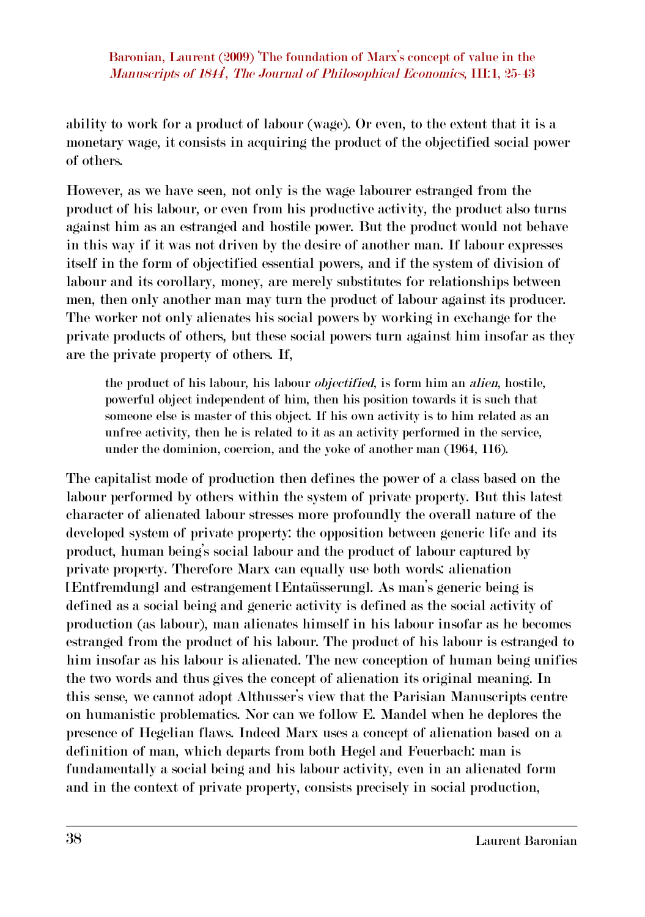ability to work for a product of labour (wage). Or even, to the extent that it is a monetary wage, it consists in acquiring the product of the objectified social power of others.

However, as we have seen, not only is the wage labourer estranged from the product of his labour, or even from his productive activity, the product also turns against him as an estranged and hostile power. But the product would not behave in this way if it was not driven by the desire of another man. If labour expresses itself in the form of objectified essential powers, and if the system of division of labour and its corollary, money, are merely substitutes for relationships between men, then only another man may turn the product of labour against its producer. The worker not only alienates his social powers by working in exchange for the private products of others, but these social powers turn against him insofar as they are the private property of others. If,

> the product of his labour, his labour *objectified*, is form him an *alien*, hostile, powerful object independent of him, then his position towards it is such that someone else is master of this object. If his own activity is to him related as an unfree activity, then he is related to it as an activity performed in the service, under the dominion, coercion, and the yoke of another man (1964, 116).

The capitalist mode of production then defines the power of a class based on the labour performed by others within the system of private property. But this latest character of alienated labour stresses more profoundly the overall nature of the developed system of private property: the opposition between generic life and its product, human being's social labour and the product of labour captured by private property. Therefore Marx can equally use both words: alienation [Entfremdung] and estrangement [Entaüsserung]. As man's generic being is defined as a social being and generic activity is defined as the social activity of production (as labour), man alienates himself in his labour insofar as he becomes estranged from the product of his labour. The product of his labour is estranged to him insofar as his labour is alienated. The new conception of human being unifies the two words and thus gives the concept of alienation its original meaning. In this sense, we cannot adopt Althusser's view that the Parisian Manuscripts centre on humanistic problematics. Nor can we follow E. Mandel when he deplores the presence of Hegelian flaws. Indeed Marx uses a concept of alienation based on a definition of man, which departs from both Hegel and Feuerbach: man is fundamentally a social being and his labour activity, even in an alienated form and in the context of private property, consists precisely in social production,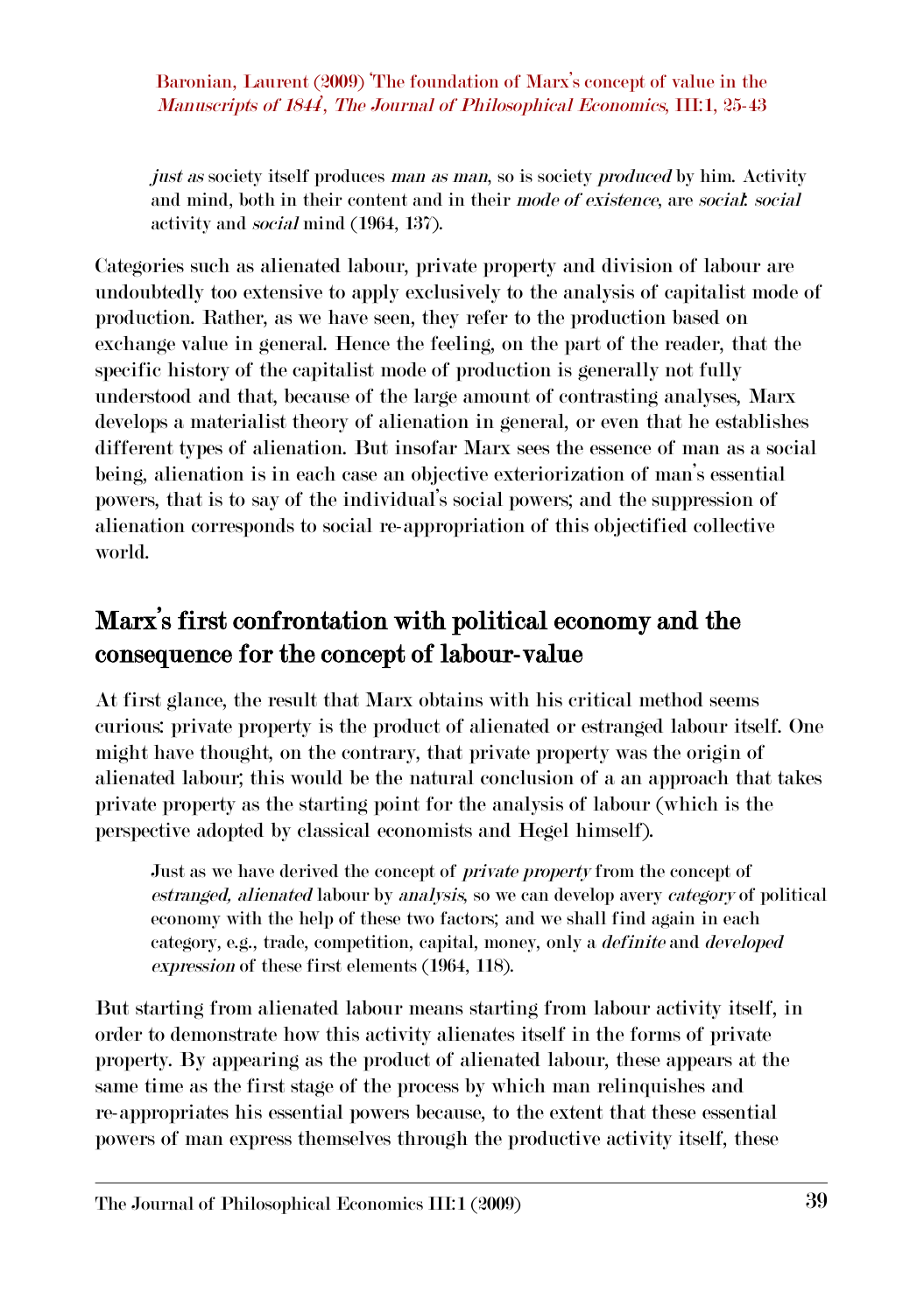> *just as* society itself produces *man as man*, so is society *produced* by him. Activity and mind, both in their content and in their *mode of existence*, are *social*: *social* activity and *social* mind (1964, 137).

Categories such as alienated labour, private property and division of labour are undoubtedly too extensive to apply exclusively to the analysis of capitalist mode of production. Rather, as we have seen, they refer to the production based on exchange value in general. Hence the feeling, on the part of the reader, that the specific history of the capitalist mode of production is generally not fully understood and that, because of the large amount of contrasting analyses, Marx develops a materialist theory of alienation in general, or even that he establishes different types of alienation. But insofar Marx sees the essence of man as a social being, alienation is in each case an objective exteriorization of man's essential powers, that is to say of the individual's social powers; and the suppression of alienation corresponds to social re-appropriation of this objectified collective world.

## Marx's first confrontation with political economy and the consequence for the concept of labour-value

At first glance, the result that Marx obtains with his critical method seems curious: private property is the product of alienated or estranged labour itself. One might have thought, on the contrary, that private property was the origin of alienated labour; this would be the natural conclusion of a an approach that takes private property as the starting point for the analysis of labour (which is the perspective adopted by classical economists and Hegel himself).

> Just as we have derived the concept of *private property* from the concept of *estranged, alienated* labour by *analysis*, so we can develop avery *category* of political economy with the help of these two factors; and we shall find again in each category, e.g., trade, competition, capital, money, only a *definite* and *developed expression* of these first elements (1964, 118).

But starting from alienated labour means starting from labour activity itself, in order to demonstrate how this activity alienates itself in the forms of private property. By appearing as the product of alienated labour, these appears at the same time as the first stage of the process by which man relinquishes and re-appropriates his essential powers because, to the extent that these essential powers of man express themselves through the productive activity itself, these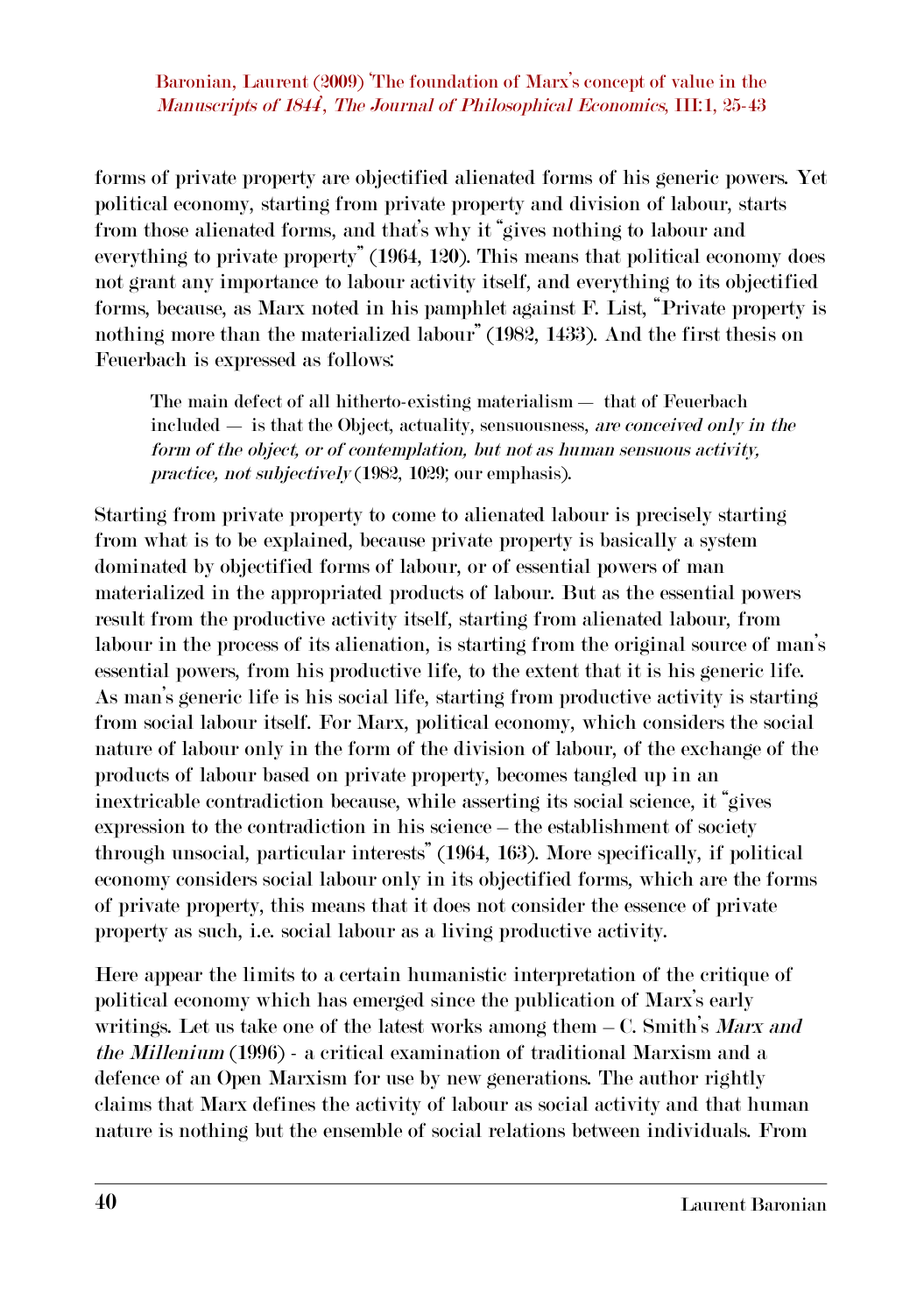forms of private property are objectified alienated forms of his generic powers. Yet political economy, starting from private property and division of labour, starts from those alienated forms, and that's why it "gives nothing to labour and everything to private property" (1964, 120). This means that political economy does not grant any importance to labour activity itself, and everything to its objectified forms, because, as Marx noted in his pamphlet against F. List, "Private property is nothing more than the materialized labour" (1982, 1433). And the first thesis on Feuerbach is expressed as follows:

> The main defect of all hitherto-existing materialism — that of Feuerbach included — is that the Object, actuality, sensuousness, *are conceived only in the form of the object, or of contemplation, but not as human sensuous activity, practice, not subjectively* (1982, 1029; our emphasis).

Starting from private property to come to alienated labour is precisely starting from what is to be explained, because private property is basically a system dominated by objectified forms of labour, or of essential powers of man materialized in the appropriated products of labour. But as the essential powers result from the productive activity itself, starting from alienated labour, from labour in the process of its alienation, is starting from the original source of man's essential powers, from his productive life, to the extent that it is his generic life. As man's generic life is his social life, starting from productive activity is starting from social labour itself. For Marx, political economy, which considers the social nature of labour only in the form of the division of labour, of the exchange of the products of labour based on private property, becomes tangled up in an inextricable contradiction because, while asserting its social science, it "gives expression to the contradiction in his science – the establishment of society through unsocial, particular interests" (1964, 163). More specifically, if political economy considers social labour only in its objectified forms, which are the forms of private property, this means that it does not consider the essence of private property as such, i.e. social labour as a living productive activity.

Here appear the limits to a certain humanistic interpretation of the critique of political economy which has emerged since the publication of Marx's early writings. Let us take one of the latest works among them – C. Smith's *Marx and the Millenium* (1996) - a critical examination of traditional Marxism and a defence of an Open Marxism for use by new generations. The author rightly claims that Marx defines the activity of labour as social activity and that human nature is nothing but the ensemble of social relations between individuals. From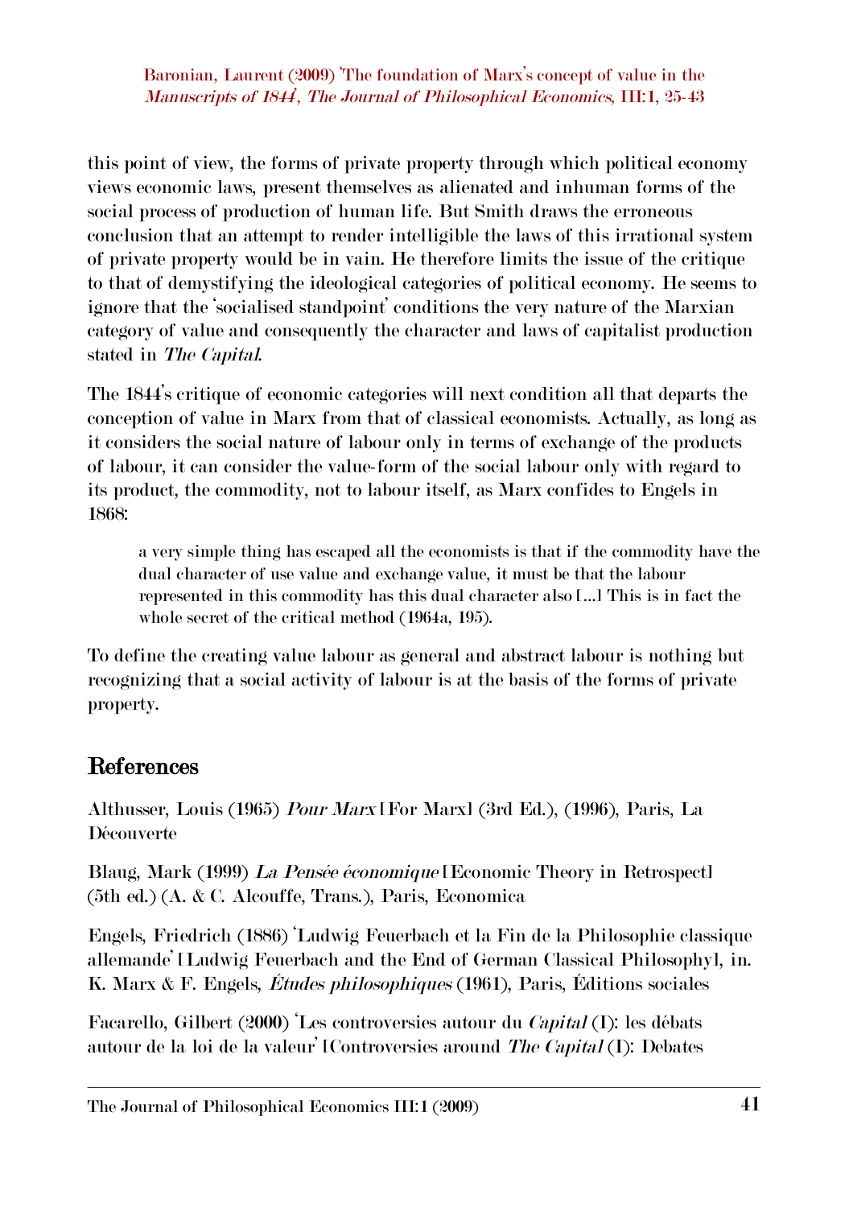this point of view, the forms of private property through which political economy views economic laws, present themselves as alienated and inhuman forms of the social process of production of human life. But Smith draws the erroneous conclusion that an attempt to render intelligible the laws of this irrational system of private property would be in vain. He therefore limits the issue of the critique to that of demystifying the ideological categories of political economy. He seems to ignore that the 'socialised standpoint' conditions the very nature of the Marxian category of value and consequently the character and laws of capitalist production stated in *The Capital*.

The 1844's critique of economic categories will next condition all that departs the conception of value in Marx from that of classical economists. Actually, as long as it considers the social nature of labour only in terms of exchange of the products of labour, it can consider the value-form of the social labour only with regard to its product, the commodity, not to labour itself, as Marx confides to Engels in 1868:

> a very simple thing has escaped all the economists is that if the commodity have the dual character of use value and exchange value, it must be that the labour represented in this commodity has this dual character also [...] This is in fact the whole secret of the critical method (1964a, 195).

To define the creating value labour as general and abstract labour is nothing but recognizing that a social activity of labour is at the basis of the forms of private property.

## References

Althusser, Louis (1965) *Pour Marx* [For Marx] (3rd Ed.), (1996), Paris, La Découverte

Blaug, Mark (1999) *La Pensée économique* [Economic Theory in Retrospect] (5th ed.) (A. & C. Alcouffe, Trans.), Paris, Economica

Engels, Friedrich (1886) 'Ludwig Feuerbach et la Fin de la Philosophie classique allemande' [Ludwig Feuerbach and the End of German Classical Philosophy], in. K. Marx & F. Engels, *Études philosophiques* (1961), Paris, Éditions sociales

Facarello, Gilbert (2000) 'Les controversies autour du *Capital* (I): les débats autour de la loi de la valeur' [Controversies around *The Capital* (I): Debates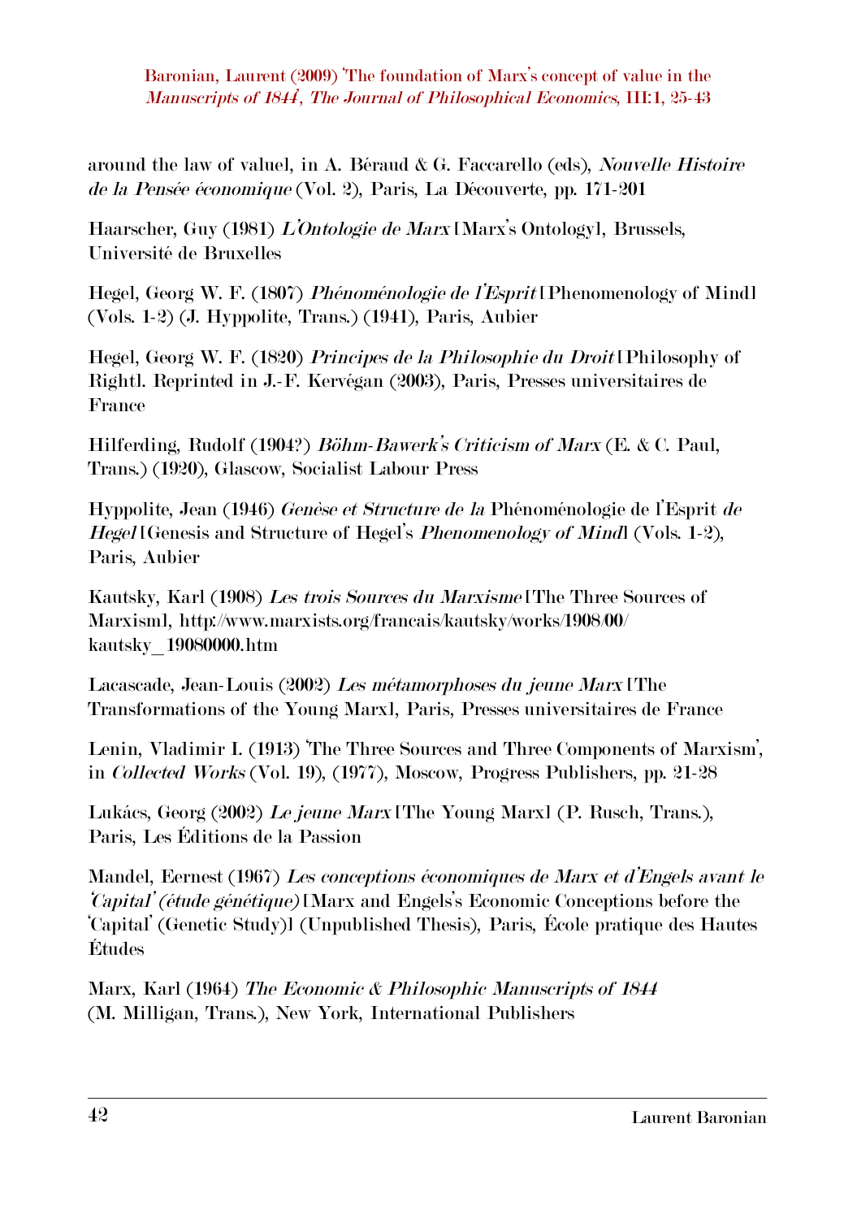around the law of value], in A. Béraud & G. Faccarello (eds), *Nouvelle Histoire de la Pensée économique* (Vol. 2), Paris, La Découverte, pp. 171-201

Haarscher, Guy (1981) *L'Ontologie de Marx* [Marx's Ontology], Brussels, Université de Bruxelles

Hegel, Georg W. F. (1807) *Phénoménologie de l'Esprit* [Phenomenology of Mind] (Vols. 1-2) (J. Hyppolite, Trans.) (1941), Paris, Aubier

Hegel, Georg W. F. (1820) *Principes de la Philosophie du Droit* [Philosophy of Right]. Reprinted in J.-F. Kervégan (2003), Paris, Presses universitaires de France

Hilferding, Rudolf (1904?) *Böhm-Bawerk's Criticism of Marx* (E. & C. Paul, Trans.) (1920), Glascow, Socialist Labour Press

Hyppolite, Jean (1946) *Genèse et Structure de la* Phénoménologie de l'Esprit *de Hegel* [Genesis and Structure of Hegel's *Phenomenology of Mind*] (Vols. 1-2), Paris, Aubier

Kautsky, Karl (1908) *Les trois Sources du Marxisme* [The Three Sources of Marxism], http://www.marxists.org/francais/kautsky/works/1908/00/kautsky_19080000.htm

Lacascade, Jean-Louis (2002) *Les métamorphoses du jeune Marx* [The Transformations of the Young Marx], Paris, Presses universitaires de France

Lenin, Vladimir I. (1913) 'The Three Sources and Three Components of Marxism', in *Collected Works* (Vol. 19), (1977), Moscow, Progress Publishers, pp. 21-28

Lukács, Georg (2002) *Le jeune Marx* [The Young Marx] (P. Rusch, Trans.), Paris, Les Éditions de la Passion

Mandel, Eernest (1967) *Les conceptions économiques de Marx et d'Engels avant le 'Capital' (étude génétique)* [Marx and Engels's Economic Conceptions before the 'Capital' (Genetic Study)] (Unpublished Thesis), Paris, École pratique des Hautes Études

Marx, Karl (1964) *The Economic & Philosophic Manuscripts of 1844* (M. Milligan, Trans.), New York, International Publishers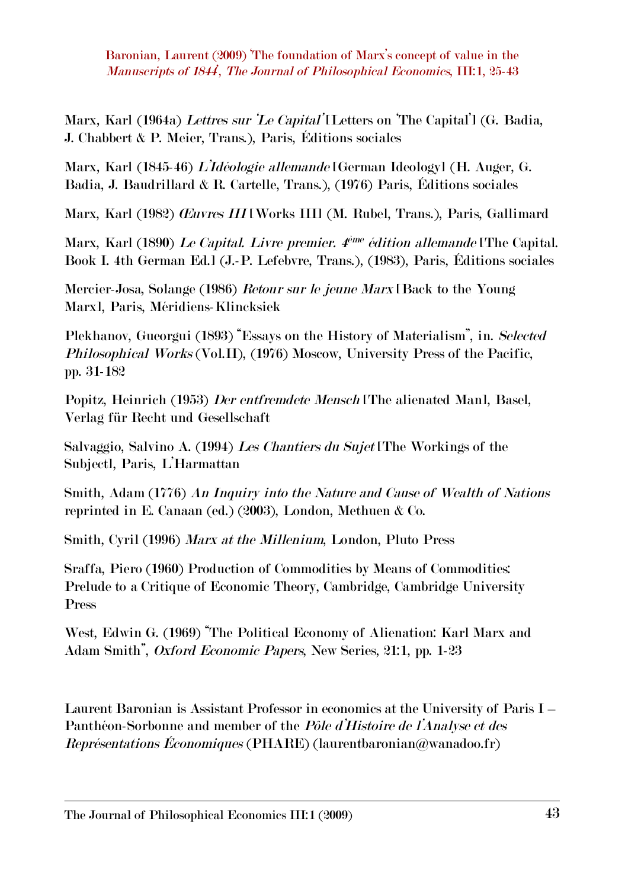Marx, Karl (1964a) *Lettres sur 'Le Capital'* [Letters on 'The Capital'] (G. Badia, J. Chabbert & P. Meier, Trans.), Paris, Éditions sociales

Marx, Karl (1845-46) *L'Idéologie allemande* [German Ideology] (H. Auger, G. Badia, J. Baudrillard & R. Cartelle, Trans.), (1976) Paris, Éditions sociales

Marx, Karl (1982) *Œuvres III* [Works III] (M. Rubel, Trans.), Paris, Gallimard

Marx, Karl (1890) *Le Capital. Livre premier. 4ème édition allemande* [The Capital. Book I. 4th German Ed.] (J.-P. Lefebvre, Trans.), (1983), Paris, Éditions sociales

Mercier-Josa, Solange (1986) *Retour sur le jeune Marx* [Back to the Young Marx], Paris, Méridiens-Klincksiek

Plekhanov, Gueorgui (1893) "Essays on the History of Materialism", in. *Selected Philosophical Works* (Vol.II), (1976) Moscow, University Press of the Pacific, pp. 31-182

Popitz, Heinrich (1953) *Der entfremdete Mensch* [The alienated Man], Basel, Verlag für Recht und Gesellschaft

Salvaggio, Salvino A. (1994) *Les Chantiers du Sujet* [The Workings of the Subject], Paris, L'Harmattan

Smith, Adam (1776) *An Inquiry into the Nature and Cause of Wealth of Nations* reprinted in E. Canaan (ed.) (2003), London, Methuen & Co.

Smith, Cyril (1996) *Marx at the Millenium*, London, Pluto Press

Sraffa, Piero (1960) Production of Commodities by Means of Commodities: Prelude to a Critique of Economic Theory, Cambridge, Cambridge University Press

West, Edwin G. (1969) "The Political Economy of Alienation: Karl Marx and Adam Smith", *Oxford Economic Papers*, New Series, 21:1, pp. 1-23

Laurent Baronian is Assistant Professor in economics at the University of Paris I – Panthéon-Sorbonne and member of the *Pôle d'Histoire de l'Analyse et des Représentations Économiques* (PHARE) (laurentbaronian@wanadoo.fr)